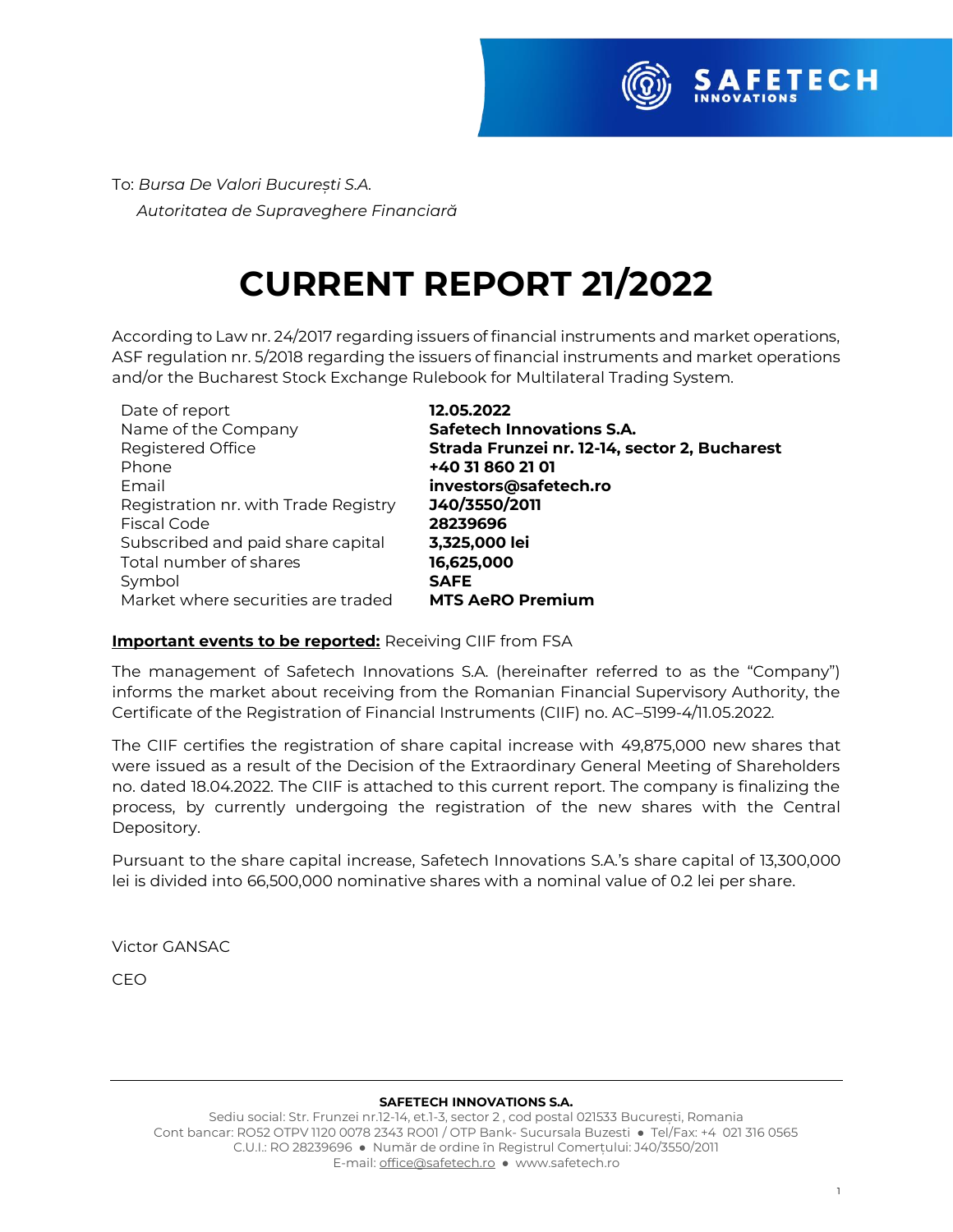To: *Bursa De Valori București S.A.*
*Autoritatea de Supraveghere Financiară*

# CURRENT REPORT 21/2022

According to Law nr. 24/2017 regarding issuers of financial instruments and market operations, ASF regulation nr. 5/2018 regarding the issuers of financial instruments and market operations and/or the Bucharest Stock Exchange Rulebook for Multilateral Trading System.

| | |
|---|---|
| Date of report | **12.05.2022** |
| Name of the Company | **Safetech Innovations S.A.** |
| Registered Office | **Strada Frunzei nr. 12-14, sector 2, Bucharest** |
| Phone | **+40 31 860 21 01** |
| Email | **investors@safetech.ro** |
| Registration nr. with Trade Registry | **J40/3550/2011** |
| Fiscal Code | **28239696** |
| Subscribed and paid share capital | **3,325,000 lei** |
| Total number of shares | **16,625,000** |
| Symbol | **SAFE** |
| Market where securities are traded | **MTS AeRO Premium** |

**Important events to be reported:** Receiving CIIF from FSA

The management of Safetech Innovations S.A. (hereinafter referred to as the "Company") informs the market about receiving from the Romanian Financial Supervisory Authority, the Certificate of the Registration of Financial Instruments (CIIF) no. AC–5199-4/11.05.2022.

The CIIF certifies the registration of share capital increase with 49,875,000 new shares that were issued as a result of the Decision of the Extraordinary General Meeting of Shareholders no. dated 18.04.2022. The CIIF is attached to this current report. The company is finalizing the process, by currently undergoing the registration of the new shares with the Central Depository.

Pursuant to the share capital increase, Safetech Innovations S.A.'s share capital of 13,300,000 lei is divided into 66,500,000 nominative shares with a nominal value of 0.2 lei per share.

Victor GANSAC

CEO

**SAFETECH INNOVATIONS S.A.**
Sediu social: Str. Frunzei nr.12-14, et.1-3, sector 2 , cod postal 021533 București, Romania
Cont bancar: RO52 OTPV 1120 0078 2343 RO01 / OTP Bank- Sucursala Buzesti ● Tel/Fax: +4 021 316 0565
C.U.I.: RO 28239696 ● Număr de ordine în Registrul Comerțului: J40/3550/2011
E-mail: office@safetech.ro ● www.safetech.ro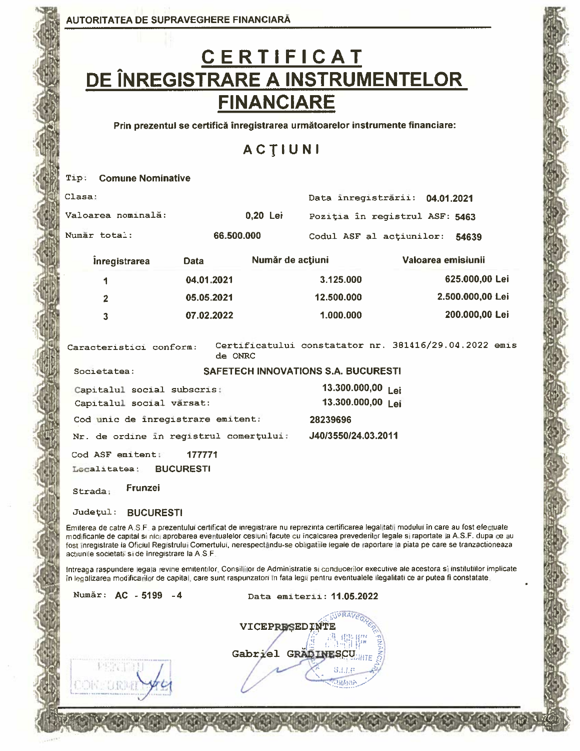AUTORITATEA DE SUPRAVEGHERE FINANCIARĂ

# CERTIFICAT DE ÎNREGISTRARE A INSTRUMENTELOR FINANCIARE

**Prin prezentul se certifică înregistrarea următoarelor instrumente financiare:**

## ACŢIUNI

Tip: **Comune Nominative**

Clasa:

Data înregistrării: **04.01.2021**

Valoarea nominală: **0,20 Lei**

Poziţia în registrul ASF: **5463**

Număr total: **66.500.000**

Codul ASF al acţiunilor: **54639**

| Înregistrarea | Data | Număr de acţiuni | Valoarea emisiunii |
|---|---|---|---|
| 1 | 04.01.2021 | 3.125.000 | 625.000,00 Lei |
| 2 | 05.05.2021 | 12.500.000 | 2.500.000,00 Lei |
| 3 | 07.02.2022 | 1.000.000 | 200.000,00 Lei |

Caracteristici conform: Certificatului constatator nr. 381416/29.04.2022 emis de ONRC

Societatea: **SAFETECH INNOVATIONS S.A. BUCURESTI**

Capitalul social subscris: **13.300.000,00 Lei**

Capitalul social vărsat: **13.300.000,00 Lei**

Cod unic de înregistrare emitent: **28239696**

Nr. de ordine în registrul comerţului: **J40/3550/24.03.2011**

Cod ASF emitent: **177771**

Localitatea: **BUCURESTI**

Strada: **Frunzei**

Judeţul: **BUCURESTI**

Emiterea de catre A.S.F. a prezentului certificat de inregistrare nu reprezinta certificarea legalitatii modului în care au fost efectuate modificarile de capital si nici aprobarea eventualelor cesiuni facute cu incalcarea prevederilor legale si raportate la A.S.F. dupa ce au fost inregistrate la Oficiul Registrului Comertului, nerespectându-se obligatiile legale de raportare la piata pe care se tranzactioneaza actiunile societatii si de inregistrare la A.S.F.

Intreaga raspundere legala revine emitentilor, Consiliilor de Administratie si conducerilor executive ale acestora si institutiilor implicate în legalizarea modificarilor de capital, care sunt raspunzatori în fata legii pentru eventualele ilegalitati ce ar putea fi constatate.

Număr: **AC - 5199 - 4**

Data emiterii: **11.05.2022**

VICEPREŞEDINTE

Gabriel GRĂDINESCU

PENTRU CONFORMITATE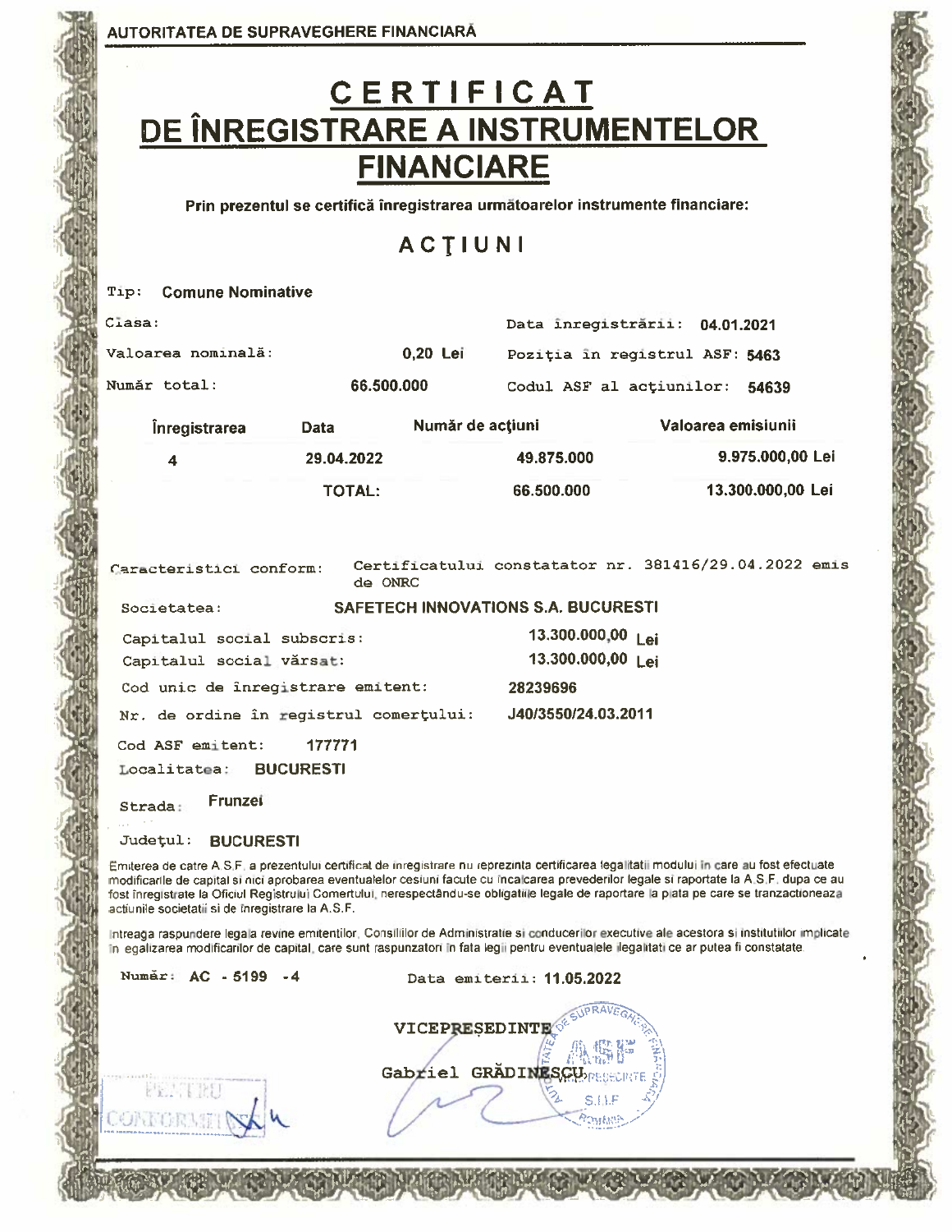AUTORITATEA DE SUPRAVEGHERE FINANCIARĂ

# CERTIFICAT DE ÎNREGISTRARE A INSTRUMENTELOR FINANCIARE

**Prin prezentul se certifică înregistrarea următoarelor instrumente financiare:**

## ACŢIUNI

Tip: **Comune Nominative**

Clasa:

Data înregistrării: **04.01.2021**

Valoarea nominală: **0,20 Lei**

Poziţia în registrul ASF: **5463**

Număr total: **66.500.000**

Codul ASF al acţiunilor: **54639**

| Înregistrarea | Data | Număr de acţiuni | Valoarea emisiunii |
|---|---|---|---|
| 4 | 29.04.2022 | 49.875.000 | 9.975.000,00 Lei |
| | TOTAL: | 66.500.000 | 13.300.000,00 Lei |

Caracteristici conform: Certificatului constatator nr. 381416/29.04.2022 emis de ONRC

Societatea: **SAFETECH INNOVATIONS S.A. BUCURESTI**

Capitalul social subscris: **13.300.000,00 Lei**

Capitalul social vărsat: **13.300.000,00 Lei**

Cod unic de înregistrare emitent: **28239696**

Nr. de ordine în registrul comerţului: **J40/3550/24.03.2011**

Cod ASF emitent: **177771**

Localitatea: **BUCURESTI**

Strada: **Frunzei**

Judeţul: **BUCURESTI**

Emiterea de catre A.S.F. a prezentului certificat de inregistrare nu reprezinta certificarea legalitatii modului in care au fost efectuate modificarile de capital si nici aprobarea eventualelor cesiuni facute cu incalcarea prevederilor legale si raportate la A.S.F. dupa ce au fost înregistrate la Oficiul Registrului Comertului, nerespectându-se obligatiile legale de raportare la piata pe care se tranzactioneaza actiunile societatii si de înregistrare la A.S.F.

Intreaga raspundere legala revine emitentilor, Consiliilor de Administratie si conducerilor executive ale acestora si institutiilor implicate in egalizarea modificarilor de capital, care sunt raspunzatori in fata legii pentru eventualele ilegalitati ce ar putea fi constatate.

Număr: **AC - 5199 - 4**

Data emiterii: **11.05.2022**

VICEPREŞEDINTE

Gabriel GRĂDINESCU

PENTRU CONFORMITATE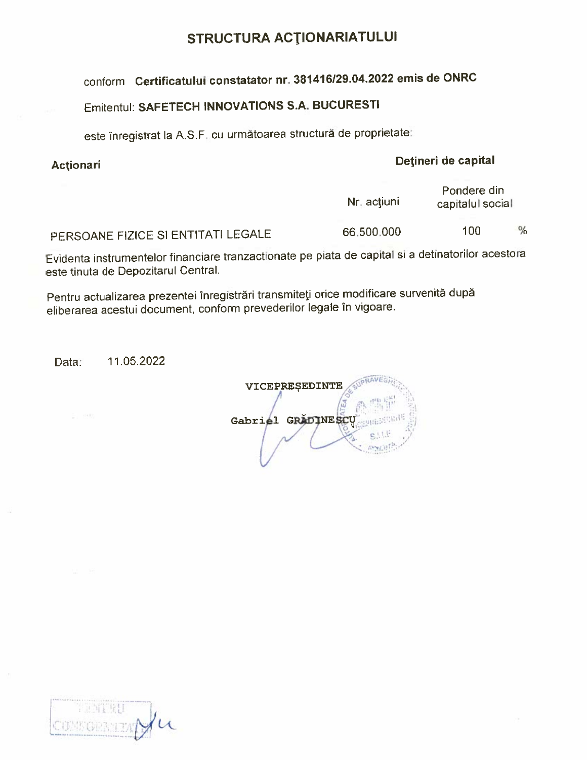# STRUCTURA ACŢIONARIATULUI

conform **Certificatului constatator nr. 381416/29.04.2022 emis de ONRC**

Emitentul: **SAFETECH INNOVATIONS S.A. BUCURESTI**

este înregistrat la A.S.F. cu următoarea structură de proprietate:

| **Acţionari** | **Deţineri de capital** | |
|---|---|---|
| | Nr. acţiuni | Pondere din capitalul social |
| PERSOANE FIZICE SI ENTITATI LEGALE | 66.500.000 | 100 % |

Evidenta instrumentelor financiare tranzactionate pe piata de capital si a detinatorilor acestora este tinuta de Depozitarul Central.

Pentru actualizarea prezentei înregistrări transmiteţi orice modificare survenită după eliberarea acestui document, conform prevederilor legale în vigoare.

Data: 11.05.2022

VICEPREŞEDINTE

Gabriel GRĂDINESCU

PENTRU CONFORMITATE